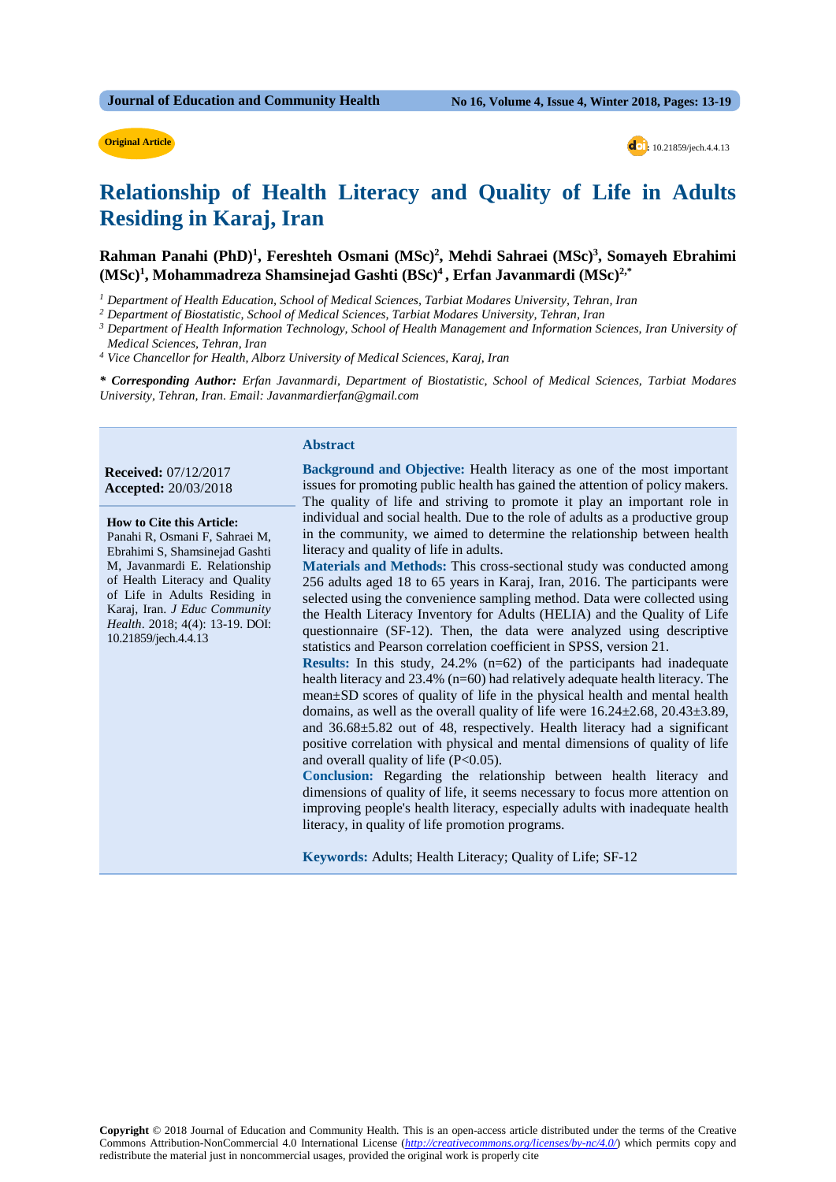Original Article

10.21859/jech.4.4.13

# Relationship of Health Literacy and Quality of Life in Adults Residing in Karaj, Iran

**Rahman Panahi (PhD)[1], Fereshteh Osmani (MSc)[2], Mehdi Sahraei (MSc)[3], Somayeh Ebrahimi (MSc)[1], Mohammadreza Shamsinejad Gashti (BSc)[4], Erfan Javanmardi (MSc)[2,*]**

[1] *Department of Health Education, School of Medical Sciences, Tarbiat Modares University, Tehran, Iran*
[2] *Department of Biostatistic, School of Medical Sciences, Tarbiat Modares University, Tehran, Iran*
[3] *Department of Health Information Technology, School of Health Management and Information Sciences, Iran University of Medical Sciences, Tehran, Iran*
[4] *Vice Chancellor for Health, Alborz University of Medical Sciences, Karaj, Iran*

***\* Corresponding Author:** Erfan Javanmardi, Department of Biostatistic, School of Medical Sciences, Tarbiat Modares University, Tehran, Iran. Email: Javanmardierfan@gmail.com*

**Received:** 07/12/2017
**Accepted:** 20/03/2018

**How to Cite this Article:**
Panahi R, Osmani F, Sahraei M, Ebrahimi S, Shamsinejad Gashti M, Javanmardi E. Relationship of Health Literacy and Quality of Life in Adults Residing in Karaj, Iran. *J Educ Community Health*. 2018; 4(4): 13-19. DOI: 10.21859/jech.4.4.13

## Abstract

**Background and Objective:** Health literacy as one of the most important issues for promoting public health has gained the attention of policy makers. The quality of life and striving to promote it play an important role in individual and social health. Due to the role of adults as a productive group in the community, we aimed to determine the relationship between health literacy and quality of life in adults.

**Materials and Methods:** This cross-sectional study was conducted among 256 adults aged 18 to 65 years in Karaj, Iran, 2016. The participants were selected using the convenience sampling method. Data were collected using the Health Literacy Inventory for Adults (HELIA) and the Quality of Life questionnaire (SF-12). Then, the data were analyzed using descriptive statistics and Pearson correlation coefficient in SPSS, version 21.

**Results:** In this study, 24.2% (n=62) of the participants had inadequate health literacy and 23.4% (n=60) had relatively adequate health literacy. The mean±SD scores of quality of life in the physical health and mental health domains, as well as the overall quality of life were 16.24±2.68, 20.43±3.89, and 36.68±5.82 out of 48, respectively. Health literacy had a significant positive correlation with physical and mental dimensions of quality of life and overall quality of life ($P<0.05$).

**Conclusion:** Regarding the relationship between health literacy and dimensions of quality of life, it seems necessary to focus more attention on improving people's health literacy, especially adults with inadequate health literacy, in quality of life promotion programs.

**Keywords:** Adults; Health Literacy; Quality of Life; SF-12

**Copyright** © 2018 Journal of Education and Community Health. This is an open-access article distributed under the terms of the Creative Commons Attribution-NonCommercial 4.0 International License (*http://creativecommons.org/licenses/by-nc/4.0/*) which permits copy and redistribute the material just in noncommercial usages, provided the original work is properly cite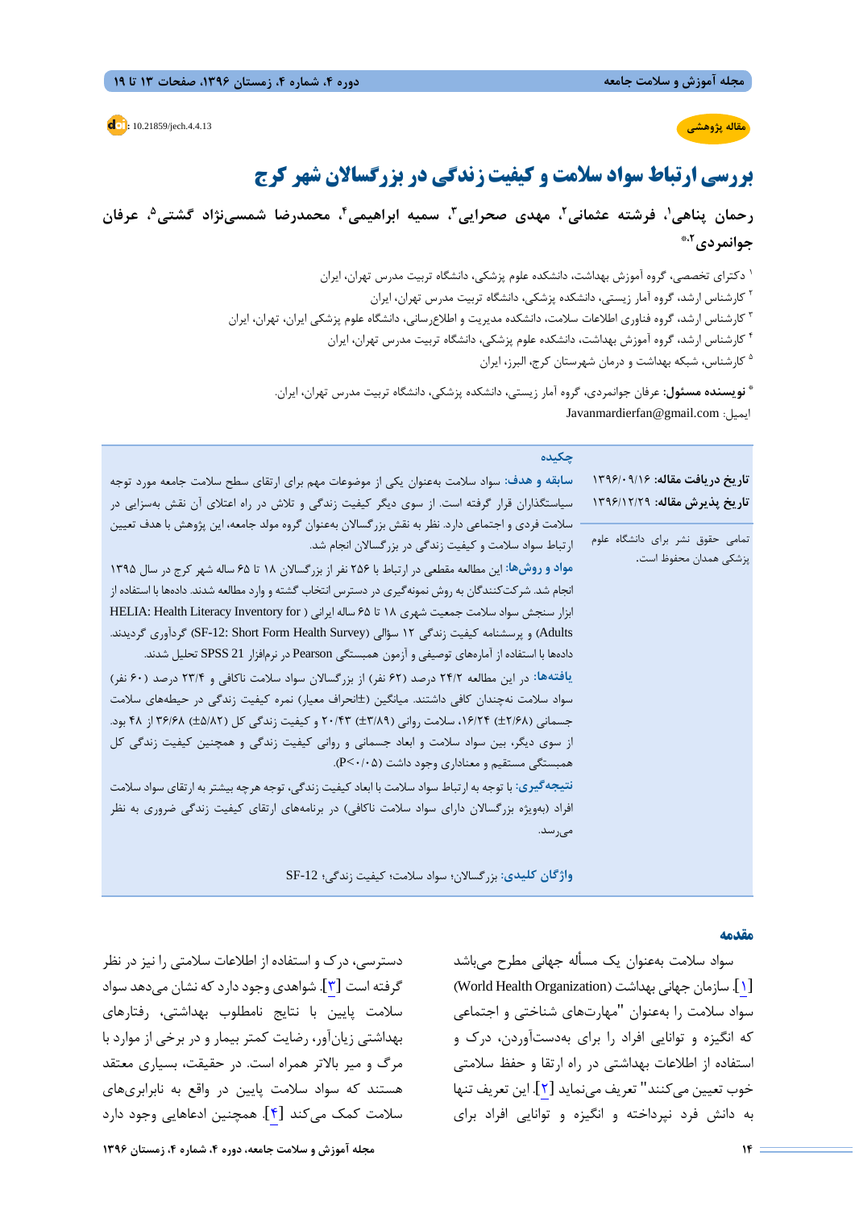مقاله پژوهشی

doi: 10.21859/jech.4.4.13

# بررسی ارتباط سواد سلامت و کیفیت زندگی در بزرگسالان شهر کرج

**رحمان پناهی[۱]، فرشته عثمانی[۲]، مهدی صحرایی[۳]، سمیه ابراهیمی[۴]، محمدرضا شمسی‌نژاد گشتی[۵]، عرفان جوانمردی[۲،*]**

[۱] دکترای تخصصی، گروه آموزش بهداشت، دانشکده علوم پزشکی، دانشگاه تربیت مدرس تهران، ایران

[۲] کارشناس ارشد، گروه آمار زیستی، دانشکده پزشکی، دانشگاه تربیت مدرس تهران، ایران

[۳] کارشناس ارشد، گروه فناوری اطلاعات سلامت، دانشکده مدیریت و اطلاع‌رسانی، دانشگاه علوم پزشکی ایران، تهران، ایران

[۴] کارشناس ارشد، گروه آموزش بهداشت، دانشکده علوم پزشکی، دانشگاه تربیت مدرس تهران، ایران

[۵] کارشناس، شبکه بهداشت و درمان شهرستان کرج، البرز، ایران

[*] **نویسنده مسئول:** عرفان جوانمردی، گروه آمار زیستی، دانشکده پزشکی، دانشگاه تربیت مدرس تهران، ایران.

ایمیل: Javanmardierfan@gmail.com

**تاریخ دریافت مقاله:** ۱۳۹۶/۰۹/۱۶

**تاریخ پذیرش مقاله:** ۱۳۹۶/۱۲/۲۹

تمامی حقوق نشر برای دانشگاه علوم پزشکی همدان محفوظ است.

## چکیده

**سابقه و هدف:** سواد سلامت به‌عنوان یکی از موضوعات مهم برای ارتقای سطح سلامت جامعه مورد توجه سیاستگذاران قرار گرفته است. از سوی دیگر کیفیت زندگی و تلاش در راه اعتلای آن نقش به‌سزایی در سلامت فردی و اجتماعی دارد. نظر به نقش بزرگسالان به‌عنوان گروه مولد جامعه، این پژوهش با هدف تعیین ارتباط سواد سلامت و کیفیت زندگی در بزرگسالان انجام شد.

**مواد و روش‌ها:** این مطالعه مقطعی در ارتباط با ۲۵۶ نفر از بزرگسالان ۱۸ تا ۶۵ ساله شهر کرج در سال ۱۳۹۵ انجام شد. شرکت‌کنندگان به روش نمونه‌گیری در دسترس انتخاب گشته و وارد مطالعه شدند. داده‌ها با استفاده از ابزار سنجش سواد سلامت جمعیت شهری ۱۸ تا ۶۵ ساله ایرانی (HELIA: Health Literacy Inventory for Adults) و پرسشنامه کیفیت زندگی ۱۲ سؤالی (SF-12: Short Form Health Survey) گردآوری گردیدند. داده‌ها با استفاده از آماره‌های توصیفی و آزمون همبستگی Pearson در نرم‌افزار SPSS 21 تحلیل شدند.

**یافته‌ها:** در این مطالعه ۲۴/۲ درصد (۶۲ نفر) از بزرگسالان سواد سلامت ناکافی و ۲۳/۴ درصد (۶۰ نفر) سواد سلامت نه‌چندان کافی داشتند. میانگین (±انحراف معیار) نمره کیفیت زندگی در حیطه‌های سلامت جسمانی (۲/۶۸±) ۱۶/۲۴، سلامت روانی (۳/۸۹±) ۲۰/۴۳ و کیفیت زندگی کل (۵/۸۲±) ۳۶/۶۸ از ۴۸ بود. از سوی دیگر، بین سواد سلامت و ابعاد سلامت جسمانی و روانی کیفیت زندگی و همچنین کیفیت زندگی کل همبستگی مستقیم و معناداری وجود داشت ($P<0/05$).

**نتیجه‌گیری:** با توجه به ارتباط سواد سلامت با ابعاد کیفیت زندگی، توجه هرچه بیشتر به ارتقای سواد سلامت افراد (به‌ویژه بزرگسالان دارای سواد سلامت ناکافی) در برنامه‌های ارتقای کیفیت زندگی ضروری به نظر می‌رسد.

**واژگان کلیدی:** بزرگسالان؛ سواد سلامت؛ کیفیت زندگی؛ SF-12

## مقدمه

سواد سلامت به‌عنوان یک مسأله جهانی مطرح می‌باشد [۱]. سازمان جهانی بهداشت (World Health Organization) سواد سلامت را به‌عنوان "مهارت‌های شناختی و اجتماعی که انگیزه و توانایی افراد را برای به‌دست‌آوردن، درک و استفاده از اطلاعات بهداشتی در راه ارتقا و حفظ سلامتی خوب تعیین می‌کنند" تعریف می‌نماید [۲]. این تعریف تنها به دانش فرد نپرداخته و انگیزه و توانایی افراد برای دسترسی، درک و استفاده از اطلاعات سلامتی را نیز در نظر گرفته است [۳]. شواهدی وجود دارد که نشان می‌دهد سواد سلامت پایین با نتایج نامطلوب بهداشتی، رفتارهای بهداشتی زیان‌آور، رضایت کمتر بیمار و در برخی از موارد با مرگ و میر بالاتر همراه است. در حقیقت، بسیاری معتقد هستند که سواد سلامت پایین در واقع به نابرابری‌های سلامت کمک می‌کند [۴]. همچنین ادعاهایی وجود دارد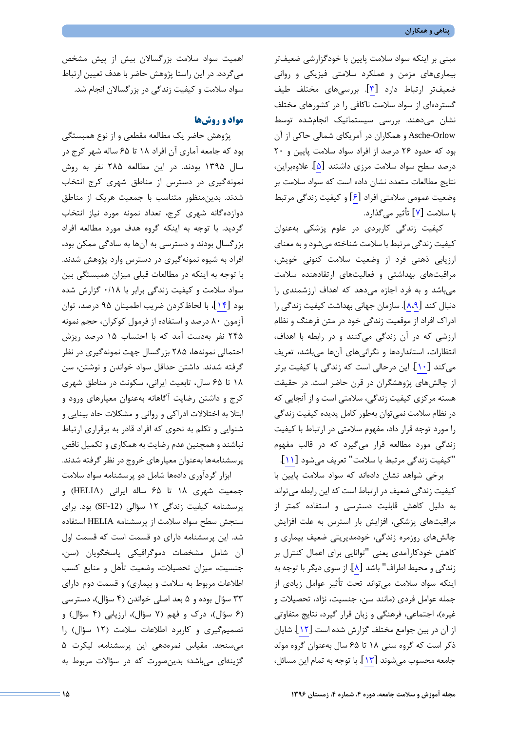مبنی بر اینکه سواد سلامت پایین با خودگزارشی ضعیف‌تر بیماری‌های مزمن و عملکرد سلامتی فیزیکی و روانی ضعیف‌تر ارتباط دارد [۳]. بررسی‌های مختلف طیف گسترده‌ای از سواد سلامت ناکافی را در کشورهای مختلف نشان می‌دهند. بررسی سیستماتیک انجام‌شده توسط Asche-Orlow و همکاران در آمریکای شمالی حاکی از آن بود که حدود ۲۶ درصد از افراد سواد سلامت پایین و ۲۰ درصد سطح سواد سلامت مرزی داشتند [۵]. علاوه‌براین، نتایج مطالعات متعدد نشان داده است که سواد سلامت بر وضعیت عمومی سلامتی افراد [۶] و کیفیت زندگی مرتبط با سلامت [۷] تأثیر می‌گذارد.

کیفیت زندگی کاربردی در علوم پزشکی به‌عنوان کیفیت زندگی مرتبط با سلامت شناخته می‌شود و به معنای ارزیابی ذهنی فرد از وضعیت سلامت کنونی خویش، مراقبت‌های بهداشتی و فعالیت‌های ارتقاءدهنده سلامت می‌باشد و به فرد اجازه می‌دهد که اهداف ارزشمندی را دنبال کند [۸،۹]. سازمان جهانی بهداشت کیفیت زندگی را ادراک افراد از موقعیت زندگی خود در متن فرهنگ و نظام ارزشی که در آن زندگی می‌کنند و در رابطه با اهداف، انتظارات، استانداردها و نگرانی‌های آن‌ها می‌باشد، تعریف می‌کند [۱۰]. این درحالی است که زندگی با کیفیت برتر از چالش‌های پژوهشگران در قرن حاضر است. در حقیقت هسته مرکزی کیفیت زندگی، سلامتی است و از آنجایی که در نظام سلامت نمی‌توان به‌طور کامل پدیده کیفیت زندگی را مورد توجه قرار داد، مفهوم سلامتی در ارتباط با کیفیت زندگی مورد مطالعه قرار می‌گیرد که در قالب مفهوم "کیفیت زندگی مرتبط با سلامت" تعریف می‌شود [۱۱].

برخی شواهد نشان داده‌اند که سواد سلامت پایین با کیفیت زندگی ضعیف در ارتباط است که این رابطه می‌تواند به دلیل کاهش قابلیت دسترسی و استفاده کمتر از مراقبت‌های پزشکی، افزایش بار استرس به علت افزایش چالش‌های روزمره زندگی، خودمدیریتی ضعیف بیماری و کاهش خودکارآمدی یعنی "توانایی برای اعمال کنترل بر زندگی و محیط اطراف" باشد [۸]. از سوی دیگر با توجه به اینکه سواد سلامت می‌تواند تحت تأثیر عوامل زیادی از جمله عوامل فردی (مانند سن، جنسیت، نژاد، تحصیلات و غیره)، اجتماعی، فرهنگی و زبان قرار گیرد، نتایج متفاوتی از آن در بین جوامع مختلف گزارش شده است [۱۲]. شایان ذکر است که گروه سنی ۱۸ تا ۶۵ سال به‌عنوان گروه مولد جامعه محسوب می‌شوند [۱۳]. با توجه به تمام این مسائل، اهمیت سواد سلامت بزرگسالان بیش از پیش مشخص می‌گردد. در این راستا پژوهش حاضر با هدف تعیین ارتباط سواد سلامت و کیفیت زندگی در بزرگسالان انجام شد.

## مواد و روش‌ها

پژوهش حاضر یک مطالعه مقطعی و از نوع همبستگی بود که جامعه آماری آن افراد ۱۸ تا ۶۵ ساله شهر کرج در سال ۱۳۹۵ بودند. در این مطالعه ۲۸۵ نفر به روش نمونه‌گیری در دسترس از مناطق شهری کرج انتخاب شدند. بدین‌منظور متناسب با جمعیت هریک از مناطق دوازده‌گانه شهری کرج، تعداد نمونه مورد نیاز انتخاب گردید. با توجه به اینکه گروه هدف مورد مطالعه افراد بزرگسال بودند و دسترسی به آن‌ها به سادگی ممکن بود، افراد به شیوه نمونه‌گیری در دسترس وارد پژوهش شدند. با توجه به اینکه در مطالعات قبلی میزان همبستگی بین سواد سلامت و کیفیت زندگی برابر با ۰/۱۸ گزارش شده بود [۱۴]، با لحاظ‌کردن ضریب اطمینان ۹۵ درصد، توان آزمون ۸۰ درصد و استفاده از فرمول کوکران، حجم نمونه ۲۴۵ نفر به‌دست آمد که با احتساب ۱۵ درصد ریزش احتمالی نمونه‌ها، ۲۸۵ بزرگسال جهت نمونه‌گیری در نظر گرفته شدند. داشتن حداقل سواد خواندن و نوشتن، سن ۱۸ تا ۶۵ سال، تابعیت ایرانی، سکونت در مناطق شهری کرج و داشتن رضایت آگاهانه به‌عنوان معیارهای ورود و ابتلا به اختلالات ادراکی و روانی و مشکلات حاد بینایی و شنوایی و تکلم به نحوی که افراد قادر به برقراری ارتباط نباشند و همچنین عدم رضایت به همکاری و تکمیل ناقص پرسشنامه‌ها به‌عنوان معیارهای خروج در نظر گرفته شدند.

ابزار گردآوری داده‌ها شامل دو پرسشنامه سواد سلامت جمعیت شهری ۱۸ تا ۶۵ ساله ایرانی (HELIA) و پرسشنامه کیفیت زندگی ۱۲ سؤالی (SF-12) بود. برای سنجش سطح سواد سلامت از پرسشنامه HELIA استفاده شد. این پرسشنامه دارای دو قسمت است که قسمت اول آن شامل مشخصات دموگرافیکی پاسخگویان (سن، جنسیت، میزان تحصیلات، وضعیت تأهل و منابع کسب اطلاعات مربوط به سلامت و بیماری) و قسمت دوم دارای ۳۳ سؤال بوده و ۵ بعد اصلی خواندن (۴ سؤال)، دسترسی (۶ سؤال)، درک و فهم (۷ سؤال)، ارزیابی (۴ سؤال) و تصمیم‌گیری و کاربرد اطلاعات سلامت (۱۲ سؤال) را می‌سنجد. مقیاس نمره‌دهی این پرسشنامه، لیکرت ۵ گزینه‌ای می‌باشد؛ بدین‌صورت که در سؤالات مربوط به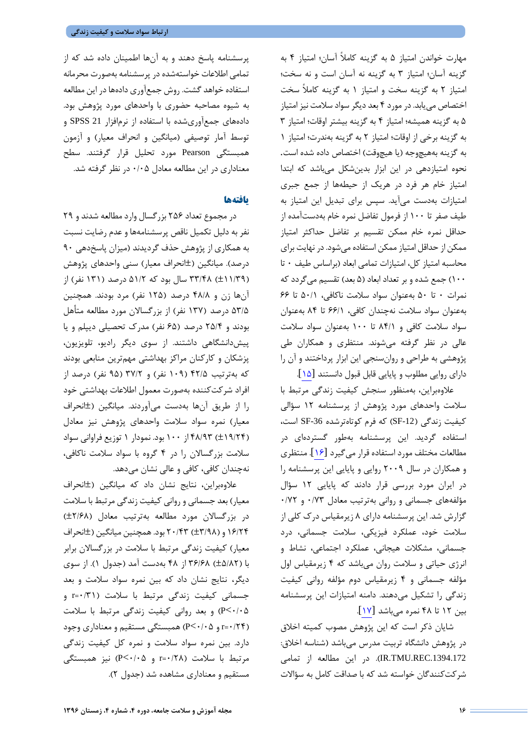مهارت خواندن امتیاز ۵ به گزینه کاملاً آسان؛ امتیاز ۴ به گزینه آسان؛ امتیاز ۳ به گزینه نه آسان است و نه سخت؛ امتیاز ۲ به گزینه سخت و امتیاز ۱ به گزینه کاملاً سخت اختصاص می‌یابد. در مورد ۴ بعد دیگر سواد سلامت نیز امتیاز ۵ به گزینه همیشه؛ امتیاز ۴ به گزینه بیشتر اوقات؛ امتیاز ۳ به گزینه برخی از اوقات؛ امتیاز ۲ به گزینه به‌ندرت؛ امتیاز ۱ به گزینه به‌هیچ‌وجه (یا هیچ‌وقت) اختصاص داده شده است. نحوه امتیازدهی در این ابزار بدین‌شکل می‌باشد که ابتدا امتیاز خام هر فرد در هریک از حیطه‌ها از جمع جبری امتیازات به‌دست می‌آید. سپس برای تبدیل این امتیاز به طیف صفر تا ۱۰۰ از فرمول تفاضل نمره خام به‌دست‌آمده از حداقل نمره خام ممکن تقسیم بر تفاضل حداکثر امتیاز ممکن از حداقل امتیاز ممکن استفاده می‌شود. در نهایت برای محاسبه امتیاز کل، امتیازات تمامی ابعاد (براساس طیف ۰ تا ۱۰۰) جمع شده و بر تعداد ابعاد (۵ بعد) تقسیم می‌گردد که نمرات ۰ تا ۵۰ به‌عنوان سواد سلامت ناکافی، ۵۰/۱ تا ۶۶ به‌عنوان سواد سلامت نه‌چندان کافی، ۶۶/۱ تا ۸۴ به‌عنوان سواد سلامت کافی و ۸۴/۱ تا ۱۰۰ به‌عنوان سواد سلامت عالی در نظر گرفته می‌شوند. منتظری و همکاران طی پژوهشی به طراحی و روان‌سنجی این ابزار پرداختند و آن را دارای روایی مطلوب و پایایی قابل قبول دانستند [۱۵].

علاوه‌براین، به‌منظور سنجش کیفیت زندگی مرتبط با سلامت واحدهای مورد پژوهش از پرسشنامه ۱۲ سؤالی کیفیت زندگی (SF-12) که فرم کوتاه‌شده SF-36 است، استفاده گردید. این پرسشنامه به‌طور گسترده‌ای در مطالعات مختلف مورد استفاده قرار می‌گیرد [۱۶]. منتظری و همکاران در سال ۲۰۰۹ روایی و پایایی این پرسشنامه را در ایران مورد بررسی قرار دادند که پایایی ۱۲ سؤال مؤلفه‌های جسمانی و روانی به‌ترتیب معادل ۰/۷۳ و ۰/۷۲ گزارش شد. این پرسشنامه دارای ۸ زیرمقیاس درک کلی از سلامت خود، عملکرد فیزیکی، سلامت جسمانی، درد جسمانی، مشکلات هیجانی، عملکرد اجتماعی، نشاط و انرژی حیاتی و سلامت روان می‌باشد که ۴ زیرمقیاس اول مؤلفه جسمانی و ۴ زیرمقیاس دوم مؤلفه روانی کیفیت زندگی را تشکیل می‌دهند. دامنه امتیازات این پرسشنامه بین ۱۲ تا ۴۸ نمره می‌باشد [۱۷].

شایان ذکر است که این پژوهش مصوب کمیته اخلاق در پژوهش دانشگاه تربیت مدرس می‌باشد (شناسه اخلاق: IR.TMU.REC.1394.172). در این مطالعه از تمامی شرکت‌کنندگان خواسته شد که با صداقت کامل به سؤالات پرسشنامه پاسخ دهند و به آن‌ها اطمینان داده شد که از تمامی اطلاعات خواسته‌شده در پرسشنامه به‌صورت محرمانه استفاده خواهد گشت. روش جمع‌آوری داده‌ها در این مطالعه به شیوه مصاحبه حضوری با واحدهای مورد پژوهش بود. داده‌های جمع‌آوری‌شده با استفاده از نرم‌افزار SPSS 21 و توسط آمار توصیفی (میانگین و انحراف معیار) و آزمون همبستگی Pearson مورد تحلیل قرار گرفتند. سطح معناداری در این مطالعه معادل ۰/۰۵ در نظر گرفته شد.

## یافته‌ها

در مجموع تعداد ۲۵۶ بزرگسال وارد مطالعه شدند و ۲۹ نفر به دلیل تکمیل ناقص پرسشنامه‌ها و عدم رضایت نسبت به همکاری از پژوهش حذف گردیدند (میزان پاسخ‌دهی ۹۰ درصد). میانگین (±انحراف معیار) سنی واحدهای پژوهش (۱۱/۳۹±) ۳۳/۴۸ سال بود که ۵۱/۲ درصد (۱۳۱ نفر) از آن‌ها زن و ۴۸/۸ درصد (۱۲۵ نفر) مرد بودند. همچنین ۵۳/۵ درصد (۱۳۷ نفر) از بزرگسالان مورد مطالعه متأهل بودند و ۲۵/۴ درصد (۶۵ نفر) مدرک تحصیلی دیپلم و یا پیش‌دانشگاهی داشتند. از سوی دیگر رادیو، تلویزیون، پزشکان و کارکنان مراکز بهداشتی مهم‌ترین منابعی بودند که به‌ترتیب ۴۲/۵ (۱۰۹ نفر) و ۳۷/۲ (۹۵ نفر) درصد از افراد شرکت‌کننده به‌صورت معمول اطلاعات بهداشتی خود را از طریق آن‌ها به‌دست می‌آوردند. میانگین (±انحراف معیار) نمره سواد سلامت واحدهای پژوهش نیز معادل (۱۹/۲۴±) ۴۸/۹۳ از ۱۰۰ بود. نمودار ۱ توزیع فراوانی سواد سلامت بزرگسالان را در ۴ گروه با سواد سلامت ناکافی، نه‌چندان کافی، کافی و عالی نشان می‌دهد.

علاوه‌براین، نتایج نشان داد که میانگین (±انحراف معیار) بعد جسمانی و روانی کیفیت زندگی مرتبط با سلامت در بزرگسالان مورد مطالعه به‌ترتیب معادل (۲/۶۸±) ۱۶/۲۴ و (۳/۹۸±) ۲۰/۴۳ بود. همچنین میانگین (±انحراف معیار) کیفیت زندگی مرتبط با سلامت در بزرگسالان برابر با (۵/۸۲±) ۳۶/۶۸ از ۴۸ به‌دست آمد (جدول ۱). از سوی دیگر، نتایج نشان داد که بین نمره سواد سلامت و بعد جسمانی کیفیت زندگی مرتبط با سلامت (r=۰/۳۱ و P<۰/۰۵) و بعد روانی کیفیت زندگی مرتبط با سلامت (r=۰/۲۴ و P<۰/۰۵) همبستگی مستقیم و معناداری وجود دارد. بین نمره سواد سلامت و نمره کل کیفیت زندگی مرتبط با سلامت (r=۰/۲۸ و P<۰/۰۵) نیز همبستگی مستقیم و معناداری مشاهده شد (جدول ۲).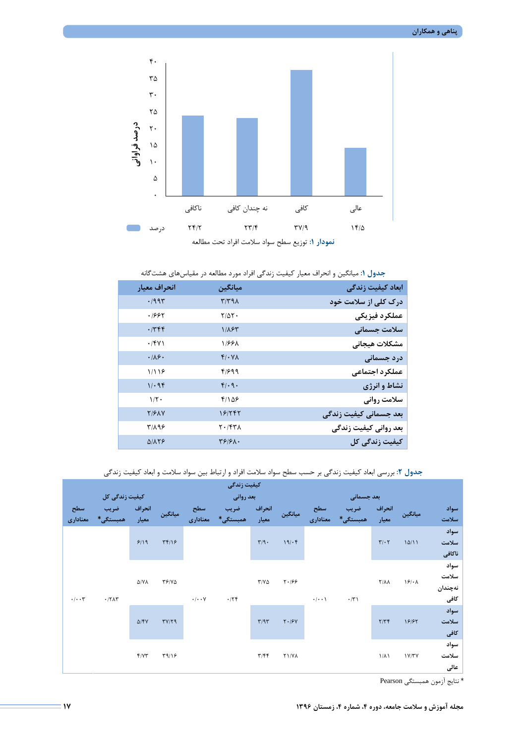| | ناکافی | نه چندان کافی | کافی | عالی |
|---|---|---|---|---|
| درصد | ۲۴/۲ | ۲۳/۴ | ۳۷/۹ | ۱۴/۵ |

**نمودار ۱:** توزیع سطح سواد سلامت افراد تحت مطالعه

**جدول ۱:** میانگین و انحراف معیار کیفیت زندگی افراد مورد مطالعه در مقیاس‌های هشت‌گانه

| ابعاد کیفیت زندگی | میانگین | انحراف معیار |
|---|---|---|
| درک کلی از سلامت خود | ۳/۳۹۸ | ۰/۹۹۳ |
| عملکرد فیزیکی | ۲/۵۲۰ | ۰/۶۶۲ |
| سلامت جسمانی | ۱/۸۶۳ | ۰/۳۴۴ |
| مشکلات هیجانی | ۱/۶۶۸ | ۰/۴۷۱ |
| درد جسمانی | ۴/۰۷۸ | ۰/۸۶۰ |
| عملکرد اجتماعی | ۴/۶۹۹ | ۱/۱۱۶ |
| نشاط و انرژی | ۴/۰۹۰ | ۱/۰۹۴ |
| سلامت روانی | ۴/۱۵۶ | ۱/۲۰ |
| بعد جسمانی کیفیت زندگی | ۱۶/۲۴۲ | ۲/۶۸۷ |
| بعد روانی کیفیت زندگی | ۲۰/۴۳۸ | ۳/۸۹۶ |
| کیفیت زندگی کل | ۳۶/۶۸۰ | ۵/۸۲۶ |

**جدول ۲:** بررسی ابعاد کیفیت زندگی بر حسب سطح سواد سلامت افراد و ارتباط بین سواد سلامت و ابعاد کیفیت زندگی

| | کیفیت زندگی | | | | | | | | | | | |
|---|---|---|---|---|---|---|---|---|---|---|---|---|
| | بعد جسمانی | | | | بعد روانی | | | | کیفیت زندگی کل | | | |
| سواد سلامت | میانگین | انحراف معیار | ضریب همبستگی* | سطح معناداری | میانگین | انحراف معیار | ضریب همبستگی* | سطح معناداری | میانگین | انحراف معیار | ضریب همبستگی* | سطح معناداری |
| سواد سلامت ناکافی | ۱۵/۱۱ | ۳/۰۲ | ۰/۳۱ | ۰/۰۰۱ | ۱۹/۰۴ | ۳/۹۰ | ۰/۲۴ | ۰/۰۰۷ | ۳۴/۱۶ | ۶/۱۹ | ۰/۲۸۳ | ۰/۰۰۳ |
| سواد سلامت نه‌چندان کافی | ۱۶/۰۸ | ۲/۸۸ | | | ۲۰/۶۶ | ۳/۷۵ | | | ۳۶/۷۵ | ۵/۷۸ | | |
| سواد سلامت کافی | ۱۶/۶۲ | ۲/۳۴ | | | ۲۰/۶۷ | ۳/۹۳ | | | ۳۷/۲۹ | ۵/۴۷ | | |
| سواد سلامت عالی | ۱۷/۳۷ | ۱/۸۱ | | | ۲۱/۷۸ | ۳/۴۴ | | | ۳۹/۱۶ | ۴/۷۳ | | |

* نتایج آزمون همبستگی Pearson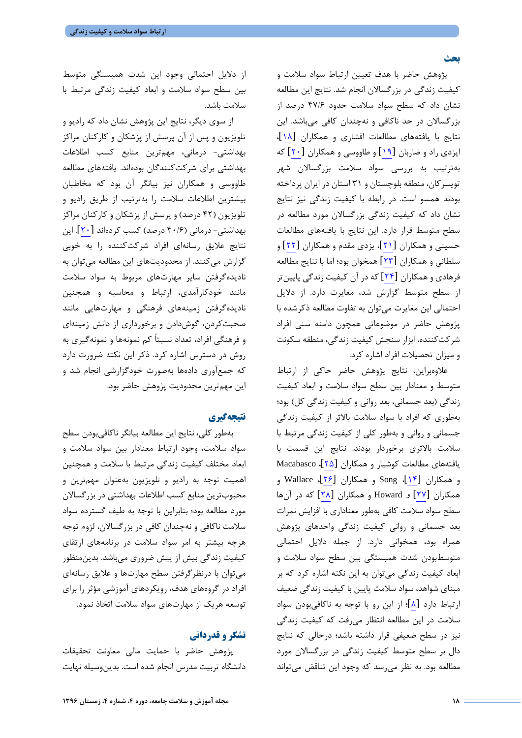## بحث

پژوهش حاضر با هدف تعیین ارتباط سواد سلامت و کیفیت زندگی در بزرگسالان انجام شد. نتایج این مطالعه نشان داد که سطح سواد سلامت حدود ۴۷/۶ درصد از بزرگسالان در حد ناکافی و نه‌چندان کافی می‌باشد. این نتایج با یافته‌های مطالعات افشاری و همکاران [۱۸]، ایزدی راد و ضاربان [۱۹] و طاووسی و همکاران [۲۰] که به‌ترتیب به بررسی سواد سلامت بزرگسالان شهر تویسرکان، منطقه بلوچستان و ۳۱ استان در ایران پرداخته بودند همسو است. در رابطه با کیفیت زندگی نیز نتایج نشان داد که کیفیت زندگی بزرگسالان مورد مطالعه در سطح متوسط قرار دارد. این نتایج با یافته‌های مطالعات حسینی و همکاران [۲۱]، یزدی مقدم و همکاران [۲۲] و سلطانی و همکاران [۲۳] همخوان بود؛ اما با نتایج مطالعه فرهادی و همکاران [۲۴] که در آن کیفیت زندگی پایین‌تر از سطح متوسط گزارش شد، مغایرت دارد. از دلایل احتمالی این مغایرت می‌توان به تفاوت مطالعه ذکرشده با پژوهش حاضر در موضوعاتی همچون دامنه سنی افراد شرکت‌کننده، ابزار سنجش کیفیت زندگی، منطقه سکونت و میزان تحصیلات افراد اشاره کرد.

علاوه‌براین، نتایج پژوهش حاضر حاکی از ارتباط متوسط و معنادار بین سطح سواد سلامت و ابعاد کیفیت زندگی (بعد جسمانی، بعد روانی و کیفیت زندگی کل) بود؛ به‌طوری که افراد با سواد سلامت بالاتر از کیفیت زندگی جسمانی و روانی و به‌طور کلی از کیفیت زندگی مرتبط با سلامت بالاتری برخوردار بودند. نتایج این قسمت با یافته‌های مطالعات کوشیار و همکاران [۲۵]، Macabasco و همکاران [۱۴]، Song و همکاران [۲۶]، Wallace و همکاران [۲۷] و Howard و همکاران [۲۸] که در آن‌ها سطح سواد سلامت کافی به‌طور معناداری با افزایش نمرات بعد جسمانی و روانی کیفیت زندگی واحدهای پژوهش همراه بود، همخوانی دارد. از جمله دلایل احتمالی متوسط‌بودن شدت همبستگی بین سطح سواد سلامت و ابعاد کیفیت زندگی می‌توان به این نکته اشاره کرد که بر مبنای شواهد، سواد سلامت پایین با کیفیت زندگی ضعیف ارتباط دارد [۸]؛ از این رو با توجه به ناکافی‌بودن سواد سلامت در این مطالعه انتظار می‌رفت که کیفیت زندگی نیز در سطح ضعیفی قرار داشته باشد؛ درحالی که نتایج دال بر سطح متوسط کیفیت زندگی در بزرگسالان مورد مطالعه بود. به نظر می‌رسد که وجود این تناقض می‌تواند از دلایل احتمالی وجود این شدت همبستگی متوسط بین سطح سواد سلامت و ابعاد کیفیت زندگی مرتبط با سلامت باشد.

از سوی دیگر، نتایج این پژوهش نشان داد که رادیو و تلویزیون و پس از آن پرسش از پزشکان و کارکنان مراکز بهداشتی- درمانی، مهم‌ترین منابع کسب اطلاعات بهداشتی برای شرکت‌کنندگان بوده‌اند. یافته‌های مطالعه طاووسی و همکاران نیز بیانگر آن بود که مخاطبان بیشترین اطلاعات سلامت را به‌ترتیب از طریق رادیو و تلویزیون (۴۲ درصد) و پرسش از پزشکان و کارکنان مراکز بهداشتی- درمانی (۴۰/۶ درصد) کسب کرده‌اند [۲۰]. این نتایج علایق رسانه‌ای افراد شرکت‌کننده را به خوبی گزارش می‌کنند. از محدودیت‌های این مطالعه می‌توان به نادیده‌گرفتن سایر مهارت‌های مربوط به سواد سلامت مانند خودکارآمدی، ارتباط و محاسبه و همچنین نادیده‌گرفتن زمینه‌های فرهنگی و مهارت‌هایی مانند صحبت‌کردن، گوش‌دادن و برخورداری از دانش زمینه‌ای و فرهنگی افراد، تعداد نسبتاً کم نمونه‌ها و نمونه‌گیری به روش در دسترس اشاره کرد. ذکر این نکته ضرورت دارد که جمع‌آوری داده‌ها به‌صورت خودگزارشی انجام شد و این مهم‌ترین محدودیت پژوهش حاضر بود.

## نتیجه‌گیری

به‌طور کلی، نتایج این مطالعه بیانگر ناکافی‌بودن سطح سواد سلامت، وجود ارتباط معنادار بین سواد سلامت و ابعاد مختلف کیفیت زندگی مرتبط با سلامت و همچنین اهمیت توجه به رادیو و تلویزیون به‌عنوان مهم‌ترین و محبوب‌ترین منابع کسب اطلاعات بهداشتی در بزرگسالان مورد مطالعه بود؛ بنابراین با توجه به طیف گسترده سواد سلامت ناکافی و نه‌چندان کافی در بزرگسالان، لزوم توجه هرچه بیشتر به امر سواد سلامت در برنامه‌های ارتقای کیفیت زندگی بیش از پیش ضروری می‌باشد. بدین‌منظور می‌توان با درنظرگرفتن سطح مهارت‌ها و علایق رسانه‌ای افراد در گروه‌های هدف، رویکردهای آموزشی مؤثر را برای توسعه هریک از مهارت‌های سواد سلامت اتخاذ نمود.

## تشکر و قدردانی

پژوهش حاضر با حمایت مالی معاونت تحقیقات دانشگاه تربیت مدرس انجام شده است. بدین‌وسیله نهایت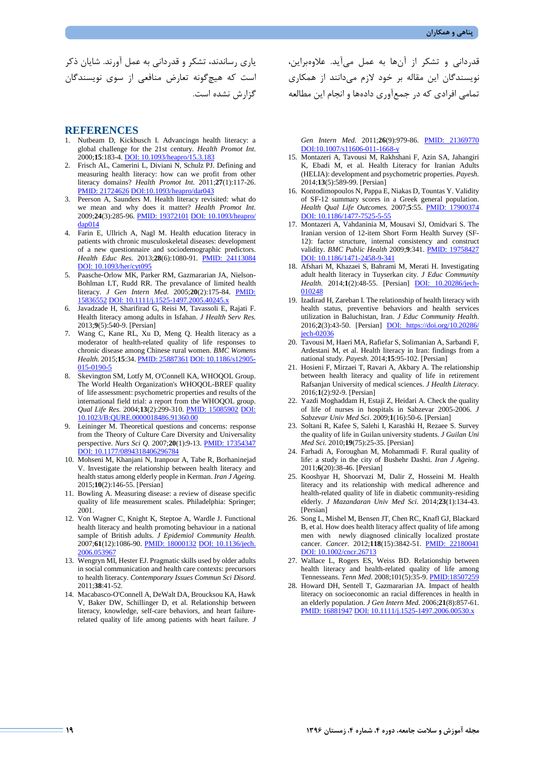قدردانی و تشکر از آن‌ها به عمل می‌آید. علاوه‌براین، نویسندگان این مقاله بر خود لازم می‌دانند از همکاری تمامی افرادی که در جمع‌آوری داده‌ها و انجام این مطالعه یاری رساندند، تشکر و قدردانی به عمل آورند. شایان ذکر است که هیچ‌گونه تعارض منافعی از سوی نویسندگان گزارش نشده است.

## REFERENCES

1. Nutbeam D, Kickbusch I. Advancingn health literacy: a global challenge for the 21st century. *Health Promot Int.* 2000;**15**:183-4. DOI: 10.1093/heapro/15.3.183
2. Frisch AL, Camerini L, Diviani N, Schulz PJ. Defining and measuring health literacy: how can we profit from other literacy domains? *Health Promot Int.* 2011;**27**(1):117-26. PMID: 21724626 DOI:10.1093/heapro/dar043
3. Peerson A, Saunders M. Health literacy revisited: what do we mean and why does it matter? *Health Promot Int.* 2009;**24**(3):285-96. PMID: 19372101 DOI: 10.1093/heapro/dap014
4. Farin E, Ullrich A, Nagl M. Health education literacy in patients with chronic musculoskeletal diseases: development of a new questionnaire and sociodemographic predictors. *Health Educ Res.* 2013;**28**(6):1080-91. PMID: 24113084 DOI: 10.1093/her/cyt095
5. Paasche-Orlow MK, Parker RM, Gazmararian JA, Nielson-Bohlman LT, Rudd RR. The prevalance of limited health literacy. *J Gen Intern Med.* 2005;**20**(2):175-84. PMID: 15836552 DOI: 10.1111/j.1525-1497.2005.40245.x
6. Javadzade H, Sharifirad G, Reisi M, Tavassoli E, Rajati F. Health literacy among adults in Isfahan. *J Health Serv Res.* 2013;**9**(5):540-9. [Persian]
7. Wang C, Kane RL, Xu D, Meng Q. Health literacy as a moderator of health-related quality of life responses to chronic disease among Chinese rural women. *BMC Womens Health.* 2015;**15**:34. PMID: 25887361 DOI: 10.1186/s12905-015-0190-5
8. Skevington SM, Lotfy M, O'Connell KA, WHOQOL Group. The World Health Organization's WHOQOL-BREF quality of life assessment: psychometric properties and results of the international field trial: a report from the WHOQOL group. *Qual Life Res.* 2004;**13**(2):299-310. PMID: 15085902 DOI: 10.1023/B:QURE.0000018486.91360.00
9. Leininger M. Theoretical questions and concerns: response from the Theory of Culture Care Diversity and Universality perspective. *Nurs Sci Q.* 2007;**20**(1):9-13. PMID: 17354347 DOI: 10.1177/0894318406296784
10. Mohseni M, Khanjani N, Iranpour A, Tabe R, Borhaninejad V. Investigate the relationship between health literacy and health status among elderly people in Kerman. *Iran J Ageing.* 2015;**10**(2):146-55. [Persian]
11. Bowling A. Measuring disease: a review of disease specific quality of life measurement scales. Philadelphia: Springer; 2001.
12. Von Wagner C, Knight K, Steptoe A, Wardle J. Functional health literacy and health promoting behaviour in a national sample of British adults. *J Epidemiol Community Health.* 2007;**61**(12):1086-90. PMID: 18000132 DOI: 10.1136/jech.2006.053967
13. Wengryn MI, Hester EJ. Pragmatic skills used by older adults in social communication and health care contexts: precursors to health literacy. *Contemporary Issues Commun Sci Disord.* 2011;**38**:41-52.
14. Macabasco-O'Connell A, DeWalt DA, Broucksou KA, Hawk V, Baker DW, Schillinger D, et al. Relationship between literacy, knowledge, self-care behaviors, and heart failure-related quality of life among patients with heart failure. *J Gen Intern Med.* 2011;**26**(9):979-86. PMID: 21369770 DOI:10.1007/s11606-011-1668-y
15. Montazeri A, Tavousi M, Rakhshani F, Azin SA, Jahangiri K, Ebadi M, et al. Health Literacy for Iranian Adults (HELIA): development and psychometric properties. *Payesh.* 2014;**13**(5):589-99. [Persian]
16. Kontodimopoulos N, Pappa E, Niakas D, Tountas Y. Validity of SF-12 summary scores in a Greek general population. *Health Qual Life Outcomes.* 2007;**5**:55. PMID: 17900374 DOI: 10.1186/1477-7525-5-55
17. Montazeri A, Vahdaninia M, Mousavi SJ, Omidvari S. The Iranian version of 12-item Short Form Health Survey (SF-12): factor structure, internal consistency and construct validity. *BMC Public Health* 2009;**9**:341. PMID: 19758427 DOI: 10.1186/1471-2458-9-341
18. Afshari M, Khazaei S, Bahrami M, Merati H. Investigating adult health literacy in Tuyserkan city. *J Educ Community Health.* 2014;**1**(2):48-55. [Persian] DOI: 10.20286/jech-010248
19. Izadirad H, Zareban I. The relationship of health literacy with health status, preventive behaviors and health services utilization in Baluchistan, Iran. *J Educ Community Health.* 2016;**2**(3):43-50. [Persian] DOI: https://doi.org/10.20286/jech-02036
20. Tavousi M, Haeri MA, Rafiefar S, Solimanian A, Sarbandi F, Ardestani M, et al. Health literacy in Iran: findings from a national study. *Payesh.* 2014;**15**:95-102. [Persian]
21. Hosieni F, Mirzaei T, Ravari A, Akbary A. The relationship between health literacy and quality of life in retirement Rafsanjan University of medical sciences. *J Health Literacy*. 2016;**1**(2):92-9. [Persian]
22. Yazdi Moghaddam H, Estaji Z, Heidari A. Check the quality of life of nurses in hospitals in Sabzevar 2005-2006. *J Sabzevar Univ Med Sci*. 2009;**1**(16):50-6. [Persian]
23. Soltani R, Kafee S, Salehi I, Karashki H, Rezaee S. Survey the quality of life in Guilan university students. *J Guilan Uni Med Sci.* 2010;**19**(75):25-35. [Persian]
24. Farhadi A, Foroughan M, Mohammadi F. Rural quality of life: a study in the city of Bushehr Dashti. *Iran J Ageing*. 2011;**6**(20):38-46. [Persian]
25. Kooshyar H, Shoorvazi M, Dalir Z, Hosseini M. Health literacy and its relationship with medical adherence and health-related quality of life in diabetic community-residing elderly. *J Mazandaran Univ Med Sci.* 2014;**23**(1):134-43. [Persian]
26. Song L, Mishel M, Bensen JT, Chen RC, Knafl GJ, Blackard B, et al. How does health literacy affect quality of life among men with newly diagnosed clinically localized prostate cancer. *Cancer.* 2012;**118**(15):3842-51. PMID: 22180041 DOI: 10.1002/cncr.26713
27. Wallace L, Rogers ES, Weiss BD. Relationship between health literacy and health-related quality of life among Tennesseans. *Tenn Med.* 2008;101(5):35-9. PMID:18507259
28. Howard DH, Sentell T, Gazmararian JA. Impact of health literacy on socioeconomic an racial differences in health in an elderly population. *J Gen Intern Med.* 2006;**21**(8):857-61. PMID: 16881947 DOI: 10.1111/j.1525-1497.2006.00530.x